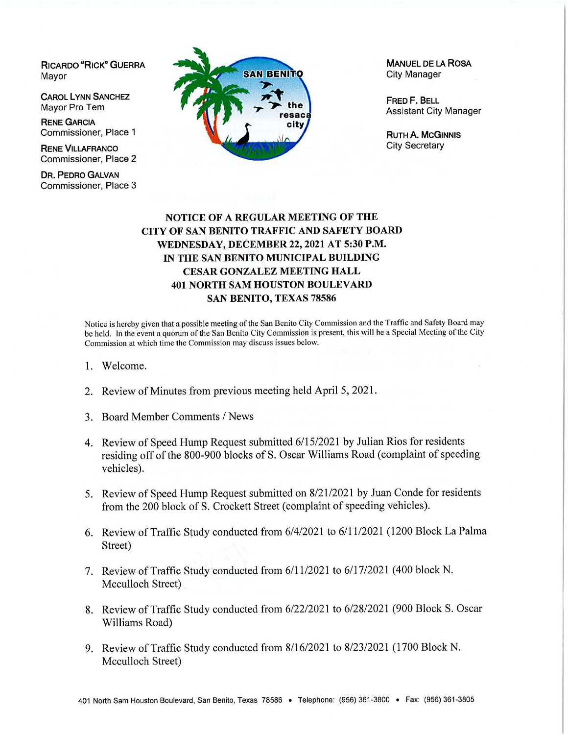RICARDO "RICK" GUERRA
Mayor

CAROL LYNN SANCHEZ
Mayor Pro Tem

RENE GARCIA
Commissioner, Place 1

RENE VILLAFRANCO
Commissioner, Place 2

DR. PEDRO GALVAN
Commissioner, Place 3

MANUEL DE LA ROSA
City Manager

FRED F. BELL
Assistant City Manager

RUTH A. MCGINNIS
City Secretary

# NOTICE OF A REGULAR MEETING OF THE CITY OF SAN BENITO TRAFFIC AND SAFETY BOARD WEDNESDAY, DECEMBER 22, 2021 AT 5:30 P.M. IN THE SAN BENITO MUNICIPAL BUILDING CESAR GONZALEZ MEETING HALL 401 NORTH SAM HOUSTON BOULEVARD SAN BENITO, TEXAS 78586

Notice is hereby given that a possible meeting of the San Benito City Commission and the Traffic and Safety Board may be held. In the event a quorum of the San Benito City Commission is present, this will be a Special Meeting of the City Commission at which time the Commission may discuss issues below.

1. Welcome.
2. Review of Minutes from previous meeting held April 5, 2021.
3. Board Member Comments / News
4. Review of Speed Hump Request submitted 6/15/2021 by Julian Rios for residents residing off of the 800-900 blocks of S. Oscar Williams Road (complaint of speeding vehicles).
5. Review of Speed Hump Request submitted on 8/21/2021 by Juan Conde for residents from the 200 block of S. Crockett Street (complaint of speeding vehicles).
6. Review of Traffic Study conducted from 6/4/2021 to 6/11/2021 (1200 Block La Palma Street)
7. Review of Traffic Study conducted from 6/11/2021 to 6/17/2021 (400 block N. Mcculloch Street)
8. Review of Traffic Study conducted from 6/22/2021 to 6/28/2021 (900 Block S. Oscar Williams Road)
9. Review of Traffic Study conducted from 8/16/2021 to 8/23/2021 (1700 Block N. Mcculloch Street)

401 North Sam Houston Boulevard, San Benito, Texas 78586 • Telephone: (956) 361-3800 • Fax: (956) 361-3805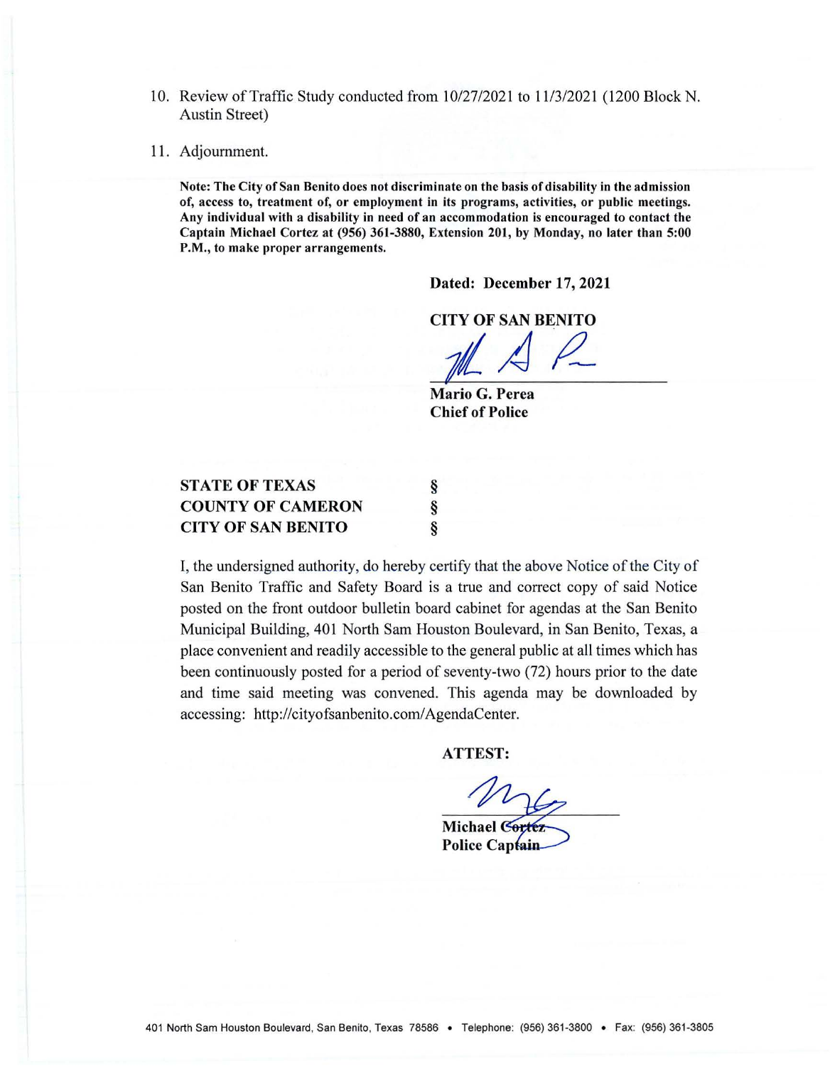10. Review of Traffic Study conducted from 10/27/2021 to 11/3/2021 (1200 Block N. Austin Street)

11. Adjournment.

**Note: The City of San Benito does not discriminate on the basis of disability in the admission of, access to, treatment of, or employment in its programs, activities, or public meetings. Any individual with a disability in need of an accommodation is encouraged to contact the Captain Michael Cortez at (956) 361-3880, Extension 201, by Monday, no later than 5:00 P.M., to make proper arrangements.**

**Dated: December 17, 2021**

**CITY OF SAN BENITO**

**Mario G. Perea**
**Chief of Police**

**STATE OF TEXAS** §
**COUNTY OF CAMERON** §
**CITY OF SAN BENITO** §

I, the undersigned authority, do hereby certify that the above Notice of the City of San Benito Traffic and Safety Board is a true and correct copy of said Notice posted on the front outdoor bulletin board cabinet for agendas at the San Benito Municipal Building, 401 North Sam Houston Boulevard, in San Benito, Texas, a place convenient and readily accessible to the general public at all times which has been continuously posted for a period of seventy-two (72) hours prior to the date and time said meeting was convened. This agenda may be downloaded by accessing: http://cityofsanbenito.com/AgendaCenter.

**ATTEST:**

**Michael Cortez**
**Police Captain**

401 North Sam Houston Boulevard, San Benito, Texas 78586 • Telephone: (956) 361-3800 • Fax: (956) 361-3805